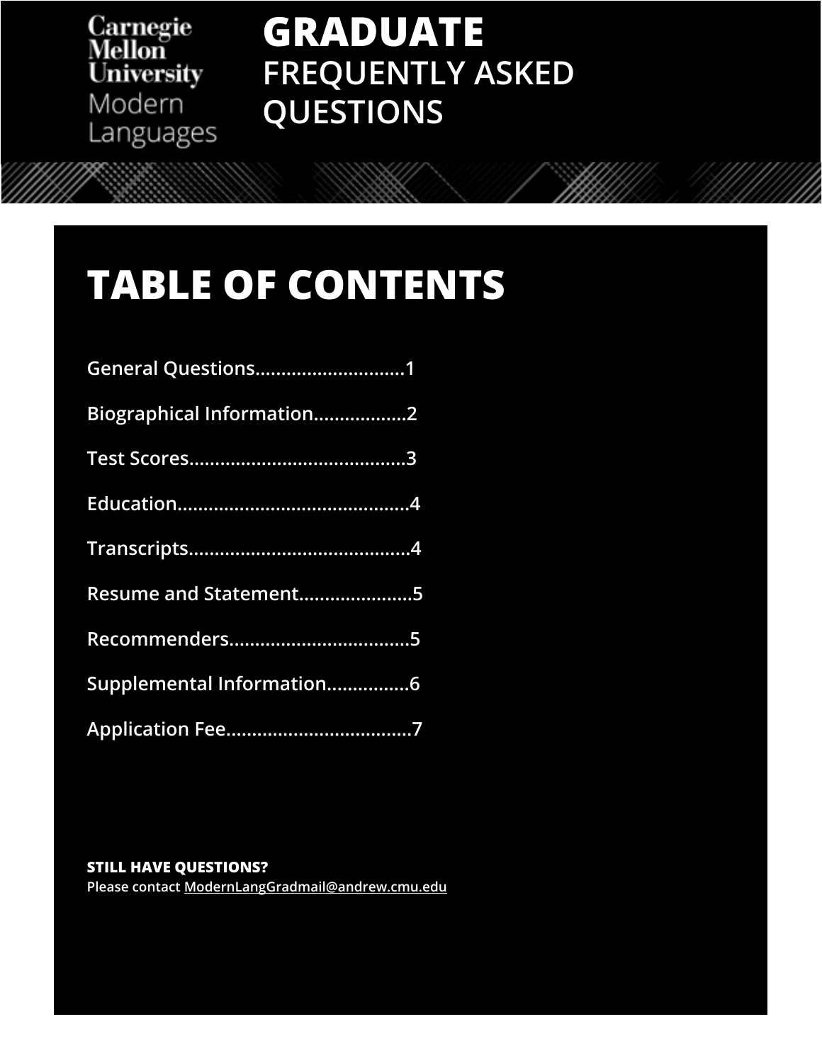Carnegie Mellon University Modern Languages

# GRADUATE FREQUENTLY ASKED QUESTIONS

## TABLE OF CONTENTS

General Questions............................1

Biographical Information.................2

Test Scores.........................................3

Education............................................4

Transcripts..........................................4

Resume and Statement.....................5

Recommenders..................................5

Supplemental Information................6

Application Fee...................................7

**STILL HAVE QUESTIONS?**
Please contact ModernLangGradmail@andrew.cmu.edu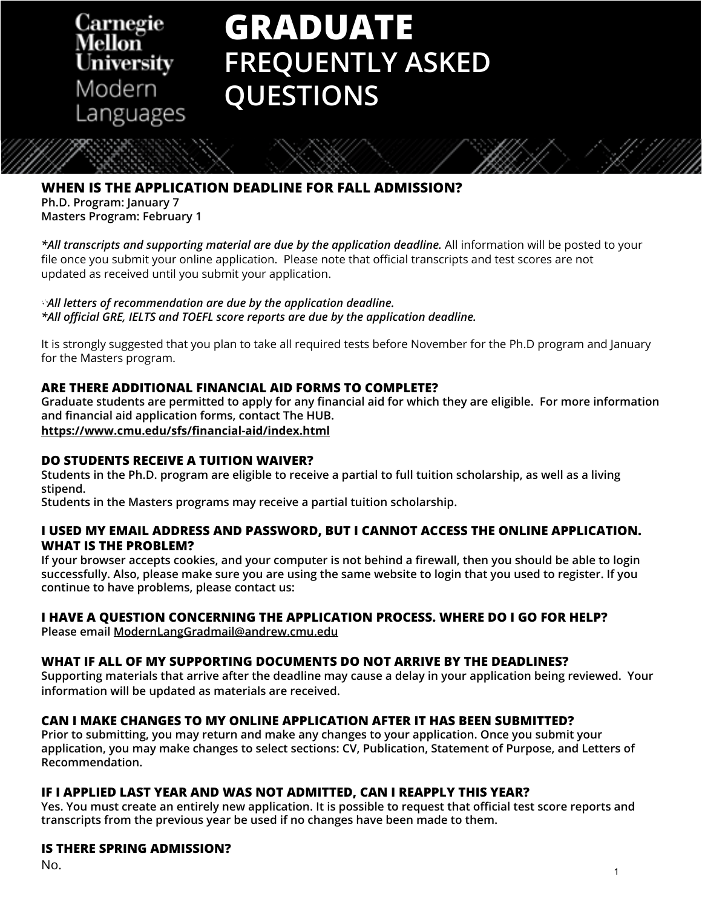# GRADUATE FREQUENTLY ASKED QUESTIONS

Carnegie Mellon University Modern Languages

## WHEN IS THE APPLICATION DEADLINE FOR FALL ADMISSION?

**Ph.D. Program: January 7**
**Masters Program: February 1**

***All transcripts and supporting material are due by the application deadline.*** All information will be posted to your file once you submit your online application. Please note that official transcripts and test scores are not updated as received until you submit your application.

***All letters of recommendation are due by the application deadline.***
***All official GRE, IELTS and TOEFL score reports are due by the application deadline.***

It is strongly suggested that you plan to take all required tests before November for the Ph.D program and January for the Masters program.

## ARE THERE ADDITIONAL FINANCIAL AID FORMS TO COMPLETE?

**Graduate students are permitted to apply for any financial aid for which they are eligible. For more information and financial aid application forms, contact The HUB.**
**https://www.cmu.edu/sfs/financial-aid/index.html**

## DO STUDENTS RECEIVE A TUITION WAIVER?

**Students in the Ph.D. program are eligible to receive a partial to full tuition scholarship, as well as a living stipend.**
**Students in the Masters programs may receive a partial tuition scholarship.**

## I USED MY EMAIL ADDRESS AND PASSWORD, BUT I CANNOT ACCESS THE ONLINE APPLICATION. WHAT IS THE PROBLEM?

**If your browser accepts cookies, and your computer is not behind a firewall, then you should be able to login successfully. Also, please make sure you are using the same website to login that you used to register. If you continue to have problems, please contact us:**

## I HAVE A QUESTION CONCERNING THE APPLICATION PROCESS. WHERE DO I GO FOR HELP?

**Please email ModernLangGradmail@andrew.cmu.edu**

## WHAT IF ALL OF MY SUPPORTING DOCUMENTS DO NOT ARRIVE BY THE DEADLINES?

**Supporting materials that arrive after the deadline may cause a delay in your application being reviewed. Your information will be updated as materials are received.**

## CAN I MAKE CHANGES TO MY ONLINE APPLICATION AFTER IT HAS BEEN SUBMITTED?

**Prior to submitting, you may return and make any changes to your application. Once you submit your application, you may make changes to select sections: CV, Publication, Statement of Purpose, and Letters of Recommendation.**

## IF I APPLIED LAST YEAR AND WAS NOT ADMITTED, CAN I REAPPLY THIS YEAR?

**Yes. You must create an entirely new application. It is possible to request that official test score reports and transcripts from the previous year be used if no changes have been made to them.**

## IS THERE SPRING ADMISSION?

No.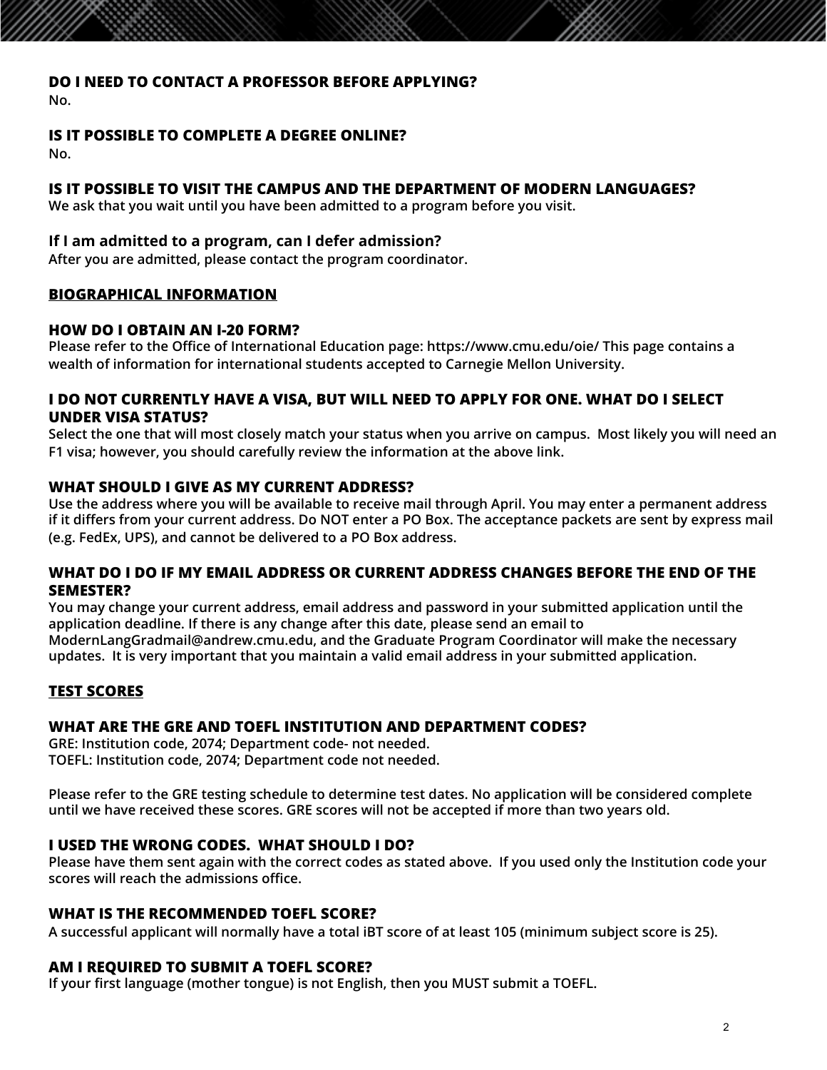### DO I NEED TO CONTACT A PROFESSOR BEFORE APPLYING?

No.

### IS IT POSSIBLE TO COMPLETE A DEGREE ONLINE?

No.

### IS IT POSSIBLE TO VISIT THE CAMPUS AND THE DEPARTMENT OF MODERN LANGUAGES?

We ask that you wait until you have been admitted to a program before you visit.

### If I am admitted to a program, can I defer admission?

After you are admitted, please contact the program coordinator.

## BIOGRAPHICAL INFORMATION

### HOW DO I OBTAIN AN I-20 FORM?

Please refer to the Office of International Education page: https://www.cmu.edu/oie/ This page contains a wealth of information for international students accepted to Carnegie Mellon University.

### I DO NOT CURRENTLY HAVE A VISA, BUT WILL NEED TO APPLY FOR ONE. WHAT DO I SELECT UNDER VISA STATUS?

Select the one that will most closely match your status when you arrive on campus. Most likely you will need an F1 visa; however, you should carefully review the information at the above link.

### WHAT SHOULD I GIVE AS MY CURRENT ADDRESS?

Use the address where you will be available to receive mail through April. You may enter a permanent address if it differs from your current address. Do NOT enter a PO Box. The acceptance packets are sent by express mail (e.g. FedEx, UPS), and cannot be delivered to a PO Box address.

### WHAT DO I DO IF MY EMAIL ADDRESS OR CURRENT ADDRESS CHANGES BEFORE THE END OF THE SEMESTER?

You may change your current address, email address and password in your submitted application until the application deadline. If there is any change after this date, please send an email to ModernLangGradmail@andrew.cmu.edu, and the Graduate Program Coordinator will make the necessary updates. It is very important that you maintain a valid email address in your submitted application.

## TEST SCORES

### WHAT ARE THE GRE AND TOEFL INSTITUTION AND DEPARTMENT CODES?

GRE: Institution code, 2074; Department code- not needed.
TOEFL: Institution code, 2074; Department code not needed.

Please refer to the GRE testing schedule to determine test dates. No application will be considered complete until we have received these scores. GRE scores will not be accepted if more than two years old.

### I USED THE WRONG CODES. WHAT SHOULD I DO?

Please have them sent again with the correct codes as stated above. If you used only the Institution code your scores will reach the admissions office.

### WHAT IS THE RECOMMENDED TOEFL SCORE?

A successful applicant will normally have a total iBT score of at least 105 (minimum subject score is 25).

### AM I REQUIRED TO SUBMIT A TOEFL SCORE?

If your first language (mother tongue) is not English, then you MUST submit a TOEFL.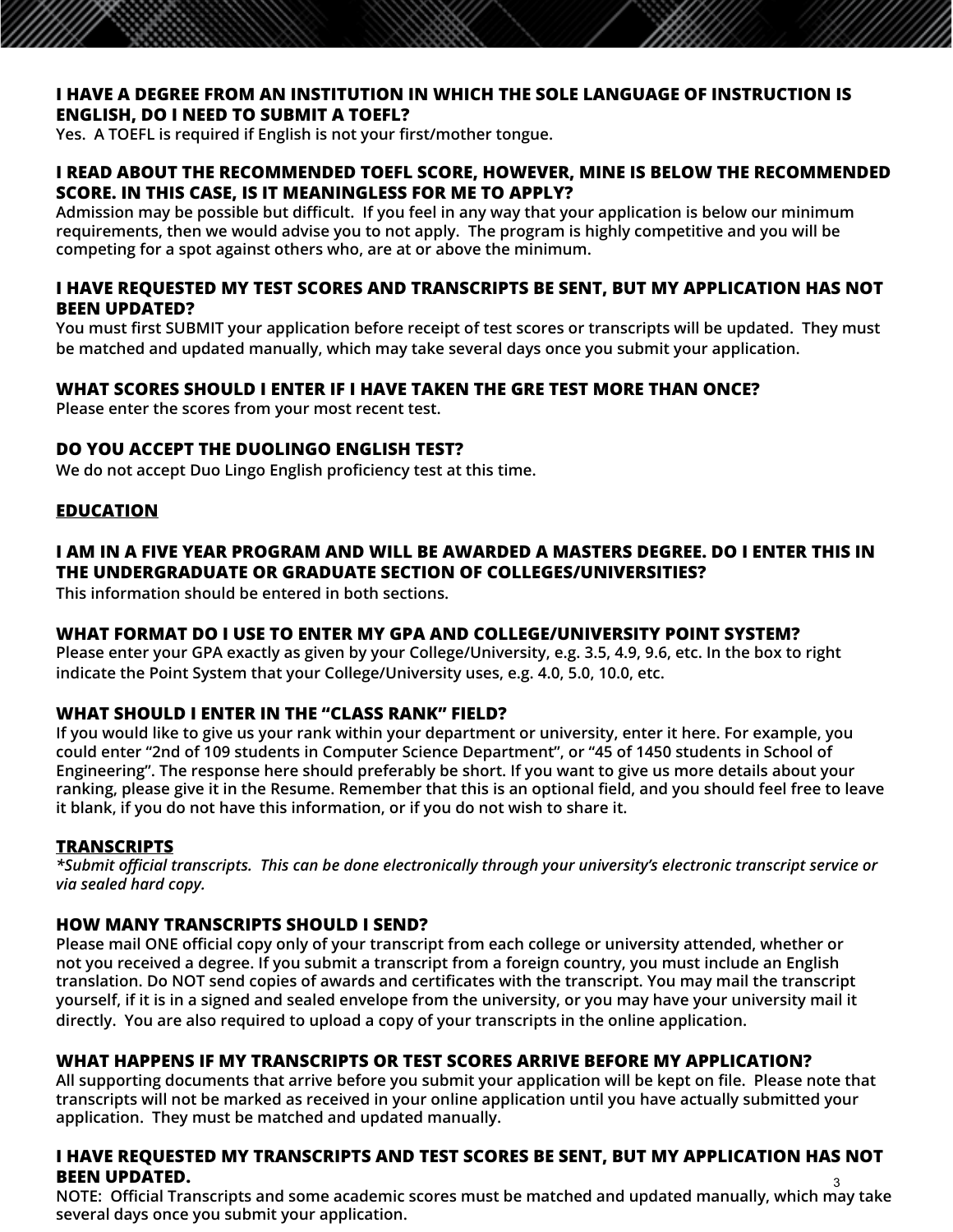### I HAVE A DEGREE FROM AN INSTITUTION IN WHICH THE SOLE LANGUAGE OF INSTRUCTION IS ENGLISH, DO I NEED TO SUBMIT A TOEFL?

Yes. A TOEFL is required if English is not your first/mother tongue.

### I READ ABOUT THE RECOMMENDED TOEFL SCORE, HOWEVER, MINE IS BELOW THE RECOMMENDED SCORE. IN THIS CASE, IS IT MEANINGLESS FOR ME TO APPLY?

Admission may be possible but difficult. If you feel in any way that your application is below our minimum requirements, then we would advise you to not apply. The program is highly competitive and you will be competing for a spot against others who, are at or above the minimum.

### I HAVE REQUESTED MY TEST SCORES AND TRANSCRIPTS BE SENT, BUT MY APPLICATION HAS NOT BEEN UPDATED?

You must first SUBMIT your application before receipt of test scores or transcripts will be updated. They must be matched and updated manually, which may take several days once you submit your application.

### WHAT SCORES SHOULD I ENTER IF I HAVE TAKEN THE GRE TEST MORE THAN ONCE?

Please enter the scores from your most recent test.

### DO YOU ACCEPT THE DUOLINGO ENGLISH TEST?

We do not accept Duo Lingo English proficiency test at this time.

## EDUCATION

### I AM IN A FIVE YEAR PROGRAM AND WILL BE AWARDED A MASTERS DEGREE. DO I ENTER THIS IN THE UNDERGRADUATE OR GRADUATE SECTION OF COLLEGES/UNIVERSITIES?

This information should be entered in both sections.

### WHAT FORMAT DO I USE TO ENTER MY GPA AND COLLEGE/UNIVERSITY POINT SYSTEM?

Please enter your GPA exactly as given by your College/University, e.g. 3.5, 4.9, 9.6, etc. In the box to right indicate the Point System that your College/University uses, e.g. 4.0, 5.0, 10.0, etc.

### WHAT SHOULD I ENTER IN THE "CLASS RANK" FIELD?

If you would like to give us your rank within your department or university, enter it here. For example, you could enter "2nd of 109 students in Computer Science Department", or "45 of 1450 students in School of Engineering". The response here should preferably be short. If you want to give us more details about your ranking, please give it in the Resume. Remember that this is an optional field, and you should feel free to leave it blank, if you do not have this information, or if you do not wish to share it.

## TRANSCRIPTS

*\*Submit official transcripts. This can be done electronically through your university's electronic transcript service or via sealed hard copy.*

### HOW MANY TRANSCRIPTS SHOULD I SEND?

Please mail ONE official copy only of your transcript from each college or university attended, whether or not you received a degree. If you submit a transcript from a foreign country, you must include an English translation. Do NOT send copies of awards and certificates with the transcript. You may mail the transcript yourself, if it is in a signed and sealed envelope from the university, or you may have your university mail it directly. You are also required to upload a copy of your transcripts in the online application.

### WHAT HAPPENS IF MY TRANSCRIPTS OR TEST SCORES ARRIVE BEFORE MY APPLICATION?

All supporting documents that arrive before you submit your application will be kept on file. Please note that transcripts will not be marked as received in your online application until you have actually submitted your application. They must be matched and updated manually.

### I HAVE REQUESTED MY TRANSCRIPTS AND TEST SCORES BE SENT, BUT MY APPLICATION HAS NOT BEEN UPDATED.

NOTE: Official Transcripts and some academic scores must be matched and updated manually, which may take several days once you submit your application.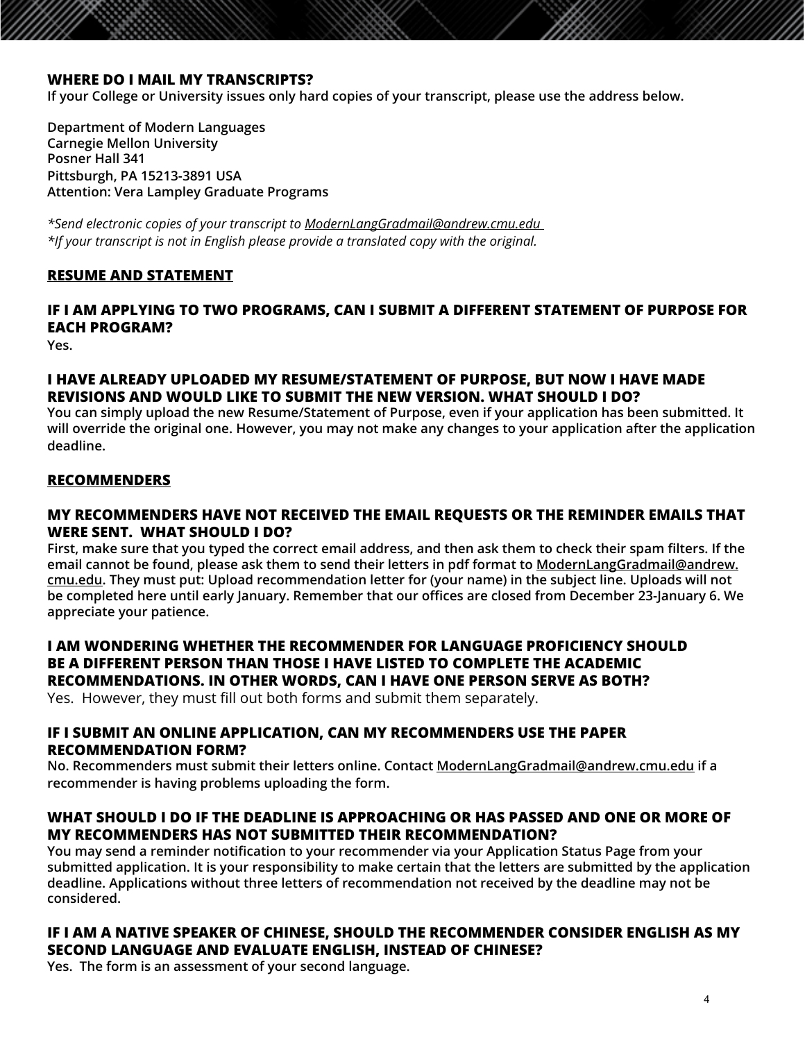### WHERE DO I MAIL MY TRANSCRIPTS?

**If your College or University issues only hard copies of your transcript, please use the address below.**

**Department of Modern Languages**
**Carnegie Mellon University**
**Posner Hall 341**
**Pittsburgh, PA 15213-3891 USA**
**Attention: Vera Lampley Graduate Programs**

*\*Send electronic copies of your transcript to ModernLangGradmail@andrew.cmu.edu*
*\*If your transcript is not in English please provide a translated copy with the original.*

## RESUME AND STATEMENT

### IF I AM APPLYING TO TWO PROGRAMS, CAN I SUBMIT A DIFFERENT STATEMENT OF PURPOSE FOR EACH PROGRAM?

**Yes.**

### I HAVE ALREADY UPLOADED MY RESUME/STATEMENT OF PURPOSE, BUT NOW I HAVE MADE REVISIONS AND WOULD LIKE TO SUBMIT THE NEW VERSION. WHAT SHOULD I DO?

**You can simply upload the new Resume/Statement of Purpose, even if your application has been submitted. It will override the original one. However, you may not make any changes to your application after the application deadline.**

## RECOMMENDERS

### MY RECOMMENDERS HAVE NOT RECEIVED THE EMAIL REQUESTS OR THE REMINDER EMAILS THAT WERE SENT. WHAT SHOULD I DO?

**First, make sure that you typed the correct email address, and then ask them to check their spam filters. If the email cannot be found, please ask them to send their letters in pdf format to ModernLangGradmail@andrew.cmu.edu. They must put: Upload recommendation letter for (your name) in the subject line. Uploads will not be completed here until early January. Remember that our offices are closed from December 23-January 6. We appreciate your patience.**

### I AM WONDERING WHETHER THE RECOMMENDER FOR LANGUAGE PROFICIENCY SHOULD BE A DIFFERENT PERSON THAN THOSE I HAVE LISTED TO COMPLETE THE ACADEMIC RECOMMENDATIONS. IN OTHER WORDS, CAN I HAVE ONE PERSON SERVE AS BOTH?

Yes. However, they must fill out both forms and submit them separately.

### IF I SUBMIT AN ONLINE APPLICATION, CAN MY RECOMMENDERS USE THE PAPER RECOMMENDATION FORM?

**No. Recommenders must submit their letters online. Contact ModernLangGradmail@andrew.cmu.edu if a recommender is having problems uploading the form.**

### WHAT SHOULD I DO IF THE DEADLINE IS APPROACHING OR HAS PASSED AND ONE OR MORE OF MY RECOMMENDERS HAS NOT SUBMITTED THEIR RECOMMENDATION?

**You may send a reminder notification to your recommender via your Application Status Page from your submitted application. It is your responsibility to make certain that the letters are submitted by the application deadline. Applications without three letters of recommendation not received by the deadline may not be considered.**

### IF I AM A NATIVE SPEAKER OF CHINESE, SHOULD THE RECOMMENDER CONSIDER ENGLISH AS MY SECOND LANGUAGE AND EVALUATE ENGLISH, INSTEAD OF CHINESE?

**Yes. The form is an assessment of your second language.**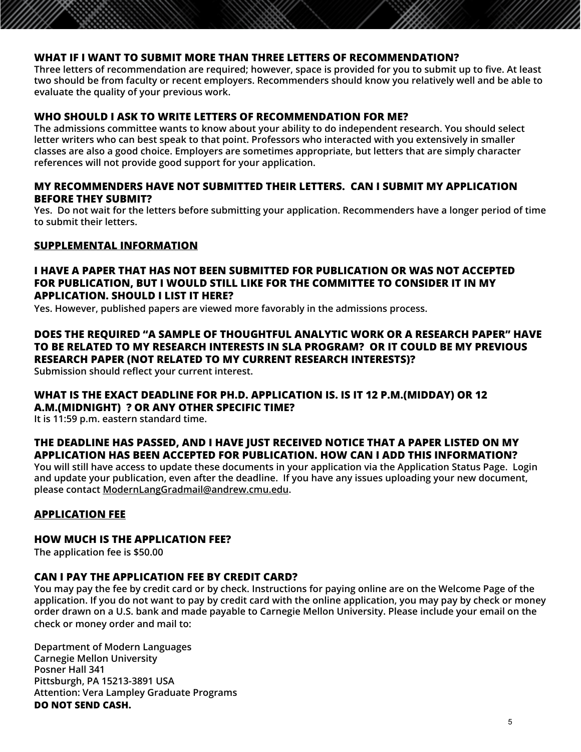### WHAT IF I WANT TO SUBMIT MORE THAN THREE LETTERS OF RECOMMENDATION?

Three letters of recommendation are required; however, space is provided for you to submit up to five. At least two should be from faculty or recent employers. Recommenders should know you relatively well and be able to evaluate the quality of your previous work.

### WHO SHOULD I ASK TO WRITE LETTERS OF RECOMMENDATION FOR ME?

The admissions committee wants to know about your ability to do independent research. You should select letter writers who can best speak to that point. Professors who interacted with you extensively in smaller classes are also a good choice. Employers are sometimes appropriate, but letters that are simply character references will not provide good support for your application.

### MY RECOMMENDERS HAVE NOT SUBMITTED THEIR LETTERS. CAN I SUBMIT MY APPLICATION BEFORE THEY SUBMIT?

Yes. Do not wait for the letters before submitting your application. Recommenders have a longer period of time to submit their letters.

## SUPPLEMENTAL INFORMATION

### I HAVE A PAPER THAT HAS NOT BEEN SUBMITTED FOR PUBLICATION OR WAS NOT ACCEPTED FOR PUBLICATION, BUT I WOULD STILL LIKE FOR THE COMMITTEE TO CONSIDER IT IN MY APPLICATION. SHOULD I LIST IT HERE?

Yes. However, published papers are viewed more favorably in the admissions process.

### DOES THE REQUIRED "A SAMPLE OF THOUGHTFUL ANALYTIC WORK OR A RESEARCH PAPER" HAVE TO BE RELATED TO MY RESEARCH INTERESTS IN SLA PROGRAM? OR IT COULD BE MY PREVIOUS RESEARCH PAPER (NOT RELATED TO MY CURRENT RESEARCH INTERESTS)?

Submission should reflect your current interest.

### WHAT IS THE EXACT DEADLINE FOR PH.D. APPLICATION IS. IS IT 12 P.M.(MIDDAY) OR 12 A.M.(MIDNIGHT) ? OR ANY OTHER SPECIFIC TIME?

It is 11:59 p.m. eastern standard time.

### THE DEADLINE HAS PASSED, AND I HAVE JUST RECEIVED NOTICE THAT A PAPER LISTED ON MY APPLICATION HAS BEEN ACCEPTED FOR PUBLICATION. HOW CAN I ADD THIS INFORMATION?

You will still have access to update these documents in your application via the Application Status Page. Login and update your publication, even after the deadline. If you have any issues uploading your new document, please contact ModernLangGradmail@andrew.cmu.edu.

## APPLICATION FEE

### HOW MUCH IS THE APPLICATION FEE?

The application fee is $50.00

### CAN I PAY THE APPLICATION FEE BY CREDIT CARD?

You may pay the fee by credit card or by check. Instructions for paying online are on the Welcome Page of the application. If you do not want to pay by credit card with the online application, you may pay by check or money order drawn on a U.S. bank and made payable to Carnegie Mellon University. Please include your email on the check or money order and mail to:

Department of Modern Languages
Carnegie Mellon University
Posner Hall 341
Pittsburgh, PA 15213-3891 USA
Attention: Vera Lampley Graduate Programs
**DO NOT SEND CASH.**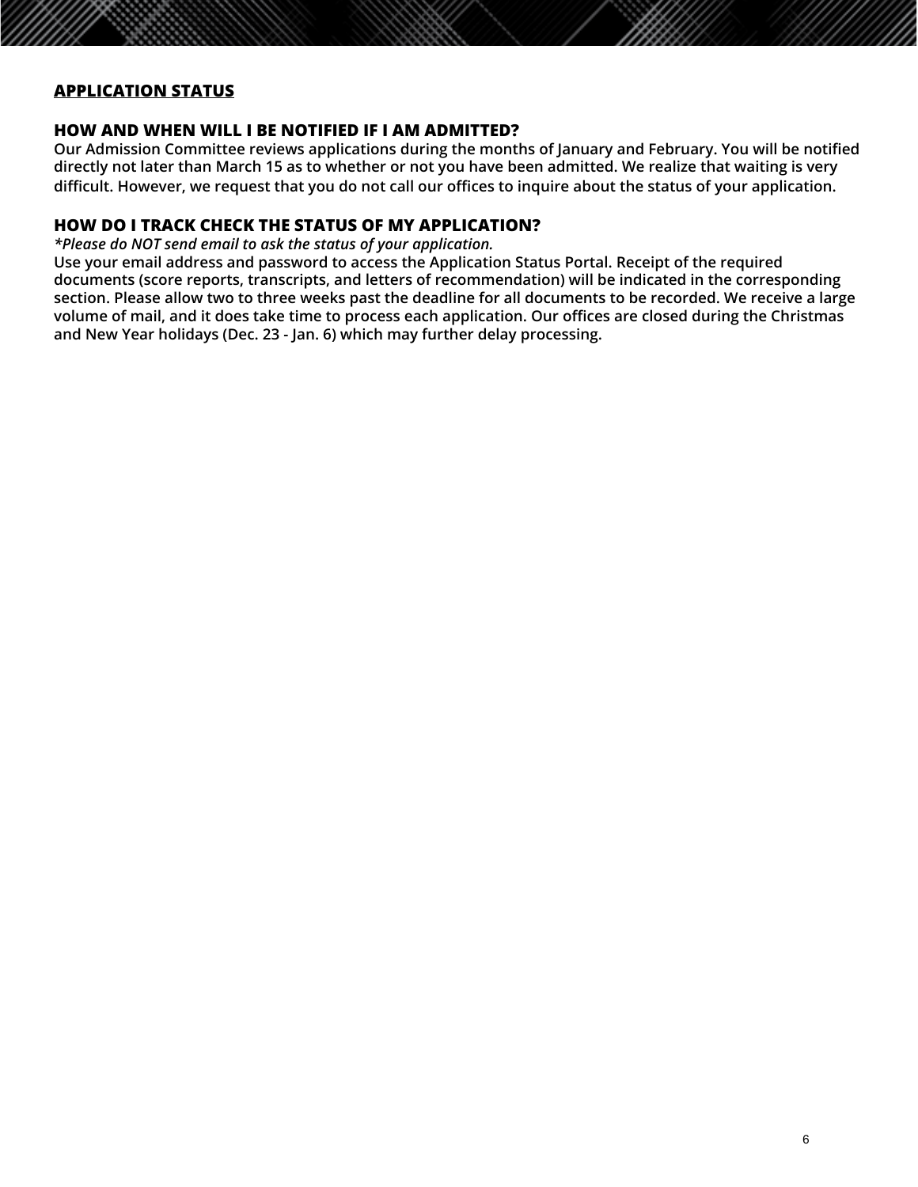## APPLICATION STATUS

### HOW AND WHEN WILL I BE NOTIFIED IF I AM ADMITTED?

Our Admission Committee reviews applications during the months of January and February. You will be notified directly not later than March 15 as to whether or not you have been admitted. We realize that waiting is very difficult. However, we request that you do not call our offices to inquire about the status of your application.

### HOW DO I TRACK CHECK THE STATUS OF MY APPLICATION?

*\*Please do NOT send email to ask the status of your application.*

Use your email address and password to access the Application Status Portal. Receipt of the required documents (score reports, transcripts, and letters of recommendation) will be indicated in the corresponding section. Please allow two to three weeks past the deadline for all documents to be recorded. We receive a large volume of mail, and it does take time to process each application. Our offices are closed during the Christmas and New Year holidays (Dec. 23 - Jan. 6) which may further delay processing.